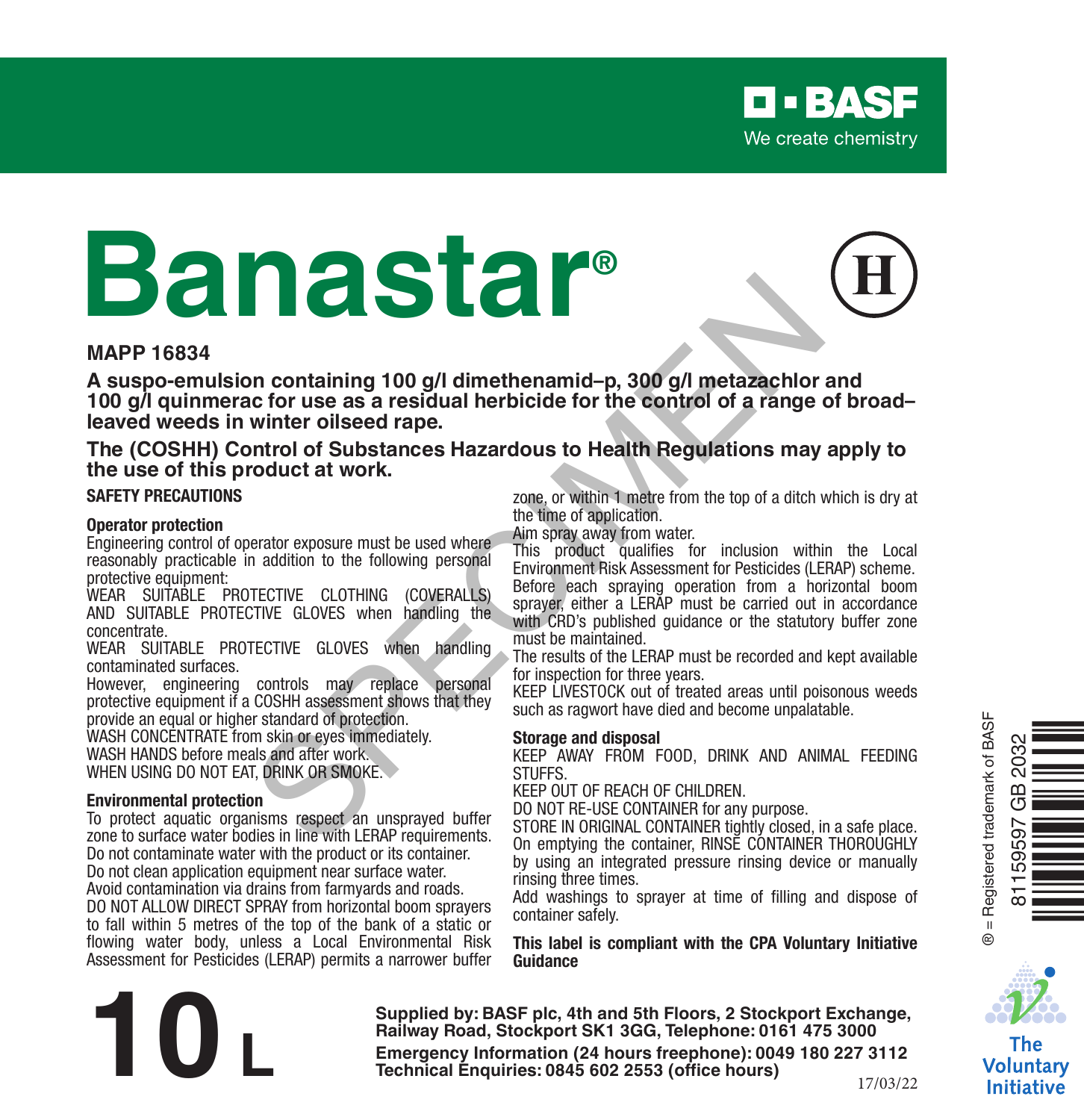**BASF**
We create chemistry

# Banastar®

(H)

**MAPP 16834**

**A suspo-emulsion containing 100 g/l dimethenamid–p, 300 g/l metazachlor and 100 g/l quinmerac for use as a residual herbicide for the control of a range of broad–leaved weeds in winter oilseed rape.**

**The (COSHH) Control of Substances Hazardous to Health Regulations may apply to the use of this product at work.**

## SAFETY PRECAUTIONS

### Operator protection

Engineering control of operator exposure must be used where reasonably practicable in addition to the following personal protective equipment:

WEAR SUITABLE PROTECTIVE CLOTHING (COVERALLS) AND SUITABLE PROTECTIVE GLOVES when handling the concentrate.

WEAR SUITABLE PROTECTIVE GLOVES when handling contaminated surfaces.

However, engineering controls may replace personal protective equipment if a COSHH assessment shows that they provide an equal or higher standard of protection.

WASH CONCENTRATE from skin or eyes immediately.

WASH HANDS before meals and after work.

WHEN USING DO NOT EAT, DRINK OR SMOKE.

### Environmental protection

To protect aquatic organisms respect an unsprayed buffer zone to surface water bodies in line with LERAP requirements.

Do not contaminate water with the product or its container.

Do not clean application equipment near surface water.

Avoid contamination via drains from farmyards and roads.

DO NOT ALLOW DIRECT SPRAY from horizontal boom sprayers to fall within 5 metres of the top of the bank of a static or flowing water body, unless a Local Environmental Risk Assessment for Pesticides (LERAP) permits a narrower buffer zone, or within 1 metre from the top of a ditch which is dry at the time of application.

Aim spray away from water.

This product qualifies for inclusion within the Local Environment Risk Assessment for Pesticides (LERAP) scheme. Before each spraying operation from a horizontal boom sprayer, either a LERAP must be carried out in accordance with CRD's published guidance or the statutory buffer zone must be maintained.

The results of the LERAP must be recorded and kept available for inspection for three years.

KEEP LIVESTOCK out of treated areas until poisonous weeds such as ragwort have died and become unpalatable.

### Storage and disposal

KEEP AWAY FROM FOOD, DRINK AND ANIMAL FEEDING STUFFS.

KEEP OUT OF REACH OF CHILDREN.

DO NOT RE-USE CONTAINER for any purpose.

STORE IN ORIGINAL CONTAINER tightly closed, in a safe place.

On emptying the container, RINSE CONTAINER THOROUGHLY by using an integrated pressure rinsing device or manually rinsing three times.

Add washings to sprayer at time of filling and dispose of container safely.

**This label is compliant with the CPA Voluntary Initiative Guidance**

® = Registered trademark of BASF

81159597 GB 2032

The Voluntary Initiative

# 10 L

**Supplied by: BASF plc, 4th and 5th Floors, 2 Stockport Exchange, Railway Road, Stockport SK1 3GG, Telephone: 0161 475 3000**

**Emergency Information (24 hours freephone): 0049 180 227 3112**

**Technical Enquiries: 0845 602 2553 (office hours)**

17/03/22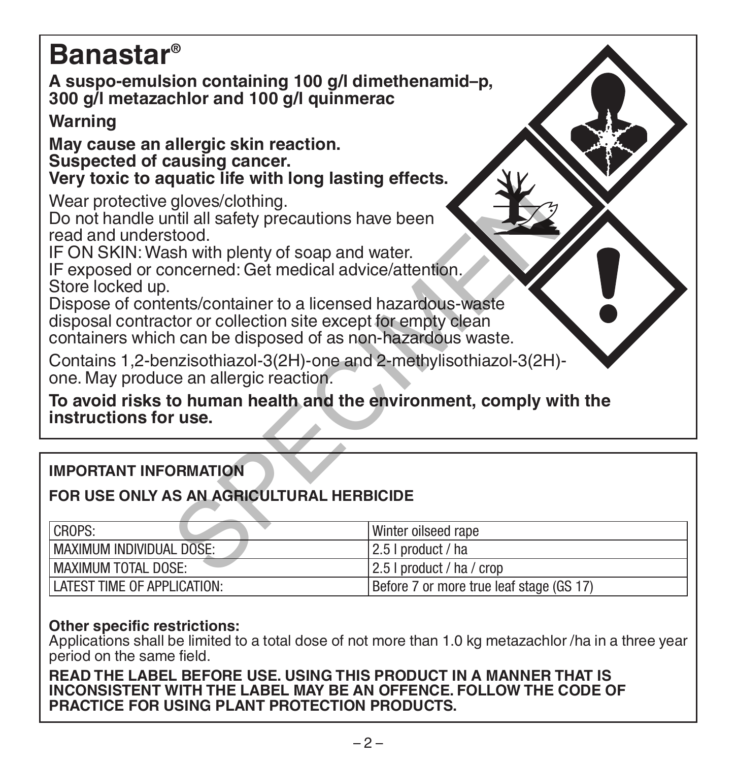# Banastar®

**A suspo-emulsion containing 100 g/l dimethenamid–p, 300 g/l metazachlor and 100 g/l quinmerac**

**Warning**

**May cause an allergic skin reaction.**
**Suspected of causing cancer.**
**Very toxic to aquatic life with long lasting effects.**

Wear protective gloves/clothing.
Do not handle until all safety precautions have been read and understood.
IF ON SKIN: Wash with plenty of soap and water.
IF exposed or concerned: Get medical advice/attention.
Store locked up.
Dispose of contents/container to a licensed hazardous-waste disposal contractor or collection site except for empty clean containers which can be disposed of as non-hazardous waste.

Contains 1,2-benzisothiazol-3(2H)-one and 2-methylisothiazol-3(2H)-one. May produce an allergic reaction.

**To avoid risks to human health and the environment, comply with the instructions for use.**

**IMPORTANT INFORMATION**

**FOR USE ONLY AS AN AGRICULTURAL HERBICIDE**

| CROPS: | Winter oilseed rape |
|---|---|
| MAXIMUM INDIVIDUAL DOSE: | 2.5 l product / ha |
| MAXIMUM TOTAL DOSE: | 2.5 l product / ha / crop |
| LATEST TIME OF APPLICATION: | Before 7 or more true leaf stage (GS 17) |

**Other specific restrictions:**
Applications shall be limited to a total dose of not more than 1.0 kg metazachlor /ha in a three year period on the same field.

**READ THE LABEL BEFORE USE. USING THIS PRODUCT IN A MANNER THAT IS INCONSISTENT WITH THE LABEL MAY BE AN OFFENCE. FOLLOW THE CODE OF PRACTICE FOR USING PLANT PROTECTION PRODUCTS.**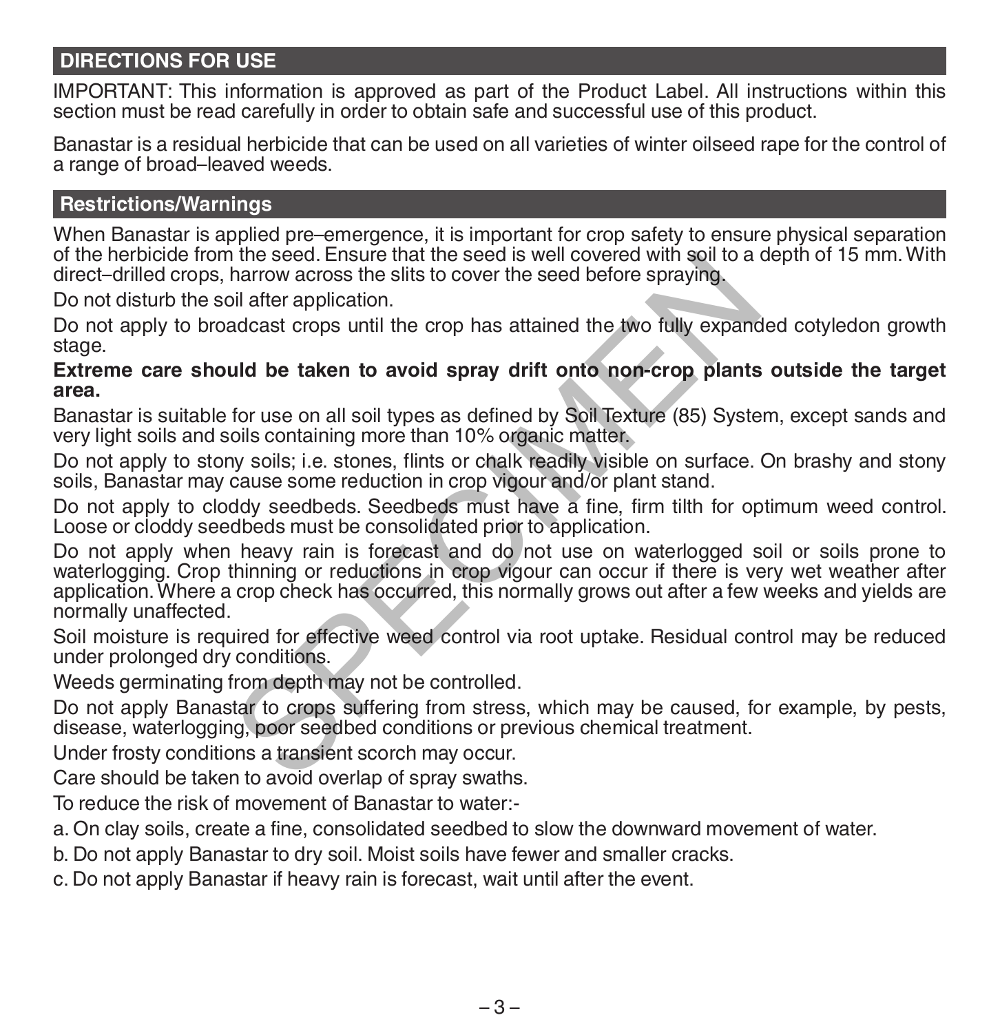## DIRECTIONS FOR USE

IMPORTANT: This information is approved as part of the Product Label. All instructions within this section must be read carefully in order to obtain safe and successful use of this product.

Banastar is a residual herbicide that can be used on all varieties of winter oilseed rape for the control of a range of broad–leaved weeds.

### Restrictions/Warnings

When Banastar is applied pre–emergence, it is important for crop safety to ensure physical separation of the herbicide from the seed. Ensure that the seed is well covered with soil to a depth of 15 mm. With direct–drilled crops, harrow across the slits to cover the seed before spraying.

Do not disturb the soil after application.

Do not apply to broadcast crops until the crop has attained the two fully expanded cotyledon growth stage.

**Extreme care should be taken to avoid spray drift onto non-crop plants outside the target area.**

Banastar is suitable for use on all soil types as defined by Soil Texture (85) System, except sands and very light soils and soils containing more than 10% organic matter.

Do not apply to stony soils; i.e. stones, flints or chalk readily visible on surface. On brashy and stony soils, Banastar may cause some reduction in crop vigour and/or plant stand.

Do not apply to cloddy seedbeds. Seedbeds must have a fine, firm tilth for optimum weed control. Loose or cloddy seedbeds must be consolidated prior to application.

Do not apply when heavy rain is forecast and do not use on waterlogged soil or soils prone to waterlogging. Crop thinning or reductions in crop vigour can occur if there is very wet weather after application. Where a crop check has occurred, this normally grows out after a few weeks and yields are normally unaffected.

Soil moisture is required for effective weed control via root uptake. Residual control may be reduced under prolonged dry conditions.

Weeds germinating from depth may not be controlled.

Do not apply Banastar to crops suffering from stress, which may be caused, for example, by pests, disease, waterlogging, poor seedbed conditions or previous chemical treatment.

Under frosty conditions a transient scorch may occur.

Care should be taken to avoid overlap of spray swaths.

To reduce the risk of movement of Banastar to water:-

a. On clay soils, create a fine, consolidated seedbed to slow the downward movement of water.

b. Do not apply Banastar to dry soil. Moist soils have fewer and smaller cracks.

c. Do not apply Banastar if heavy rain is forecast, wait until after the event.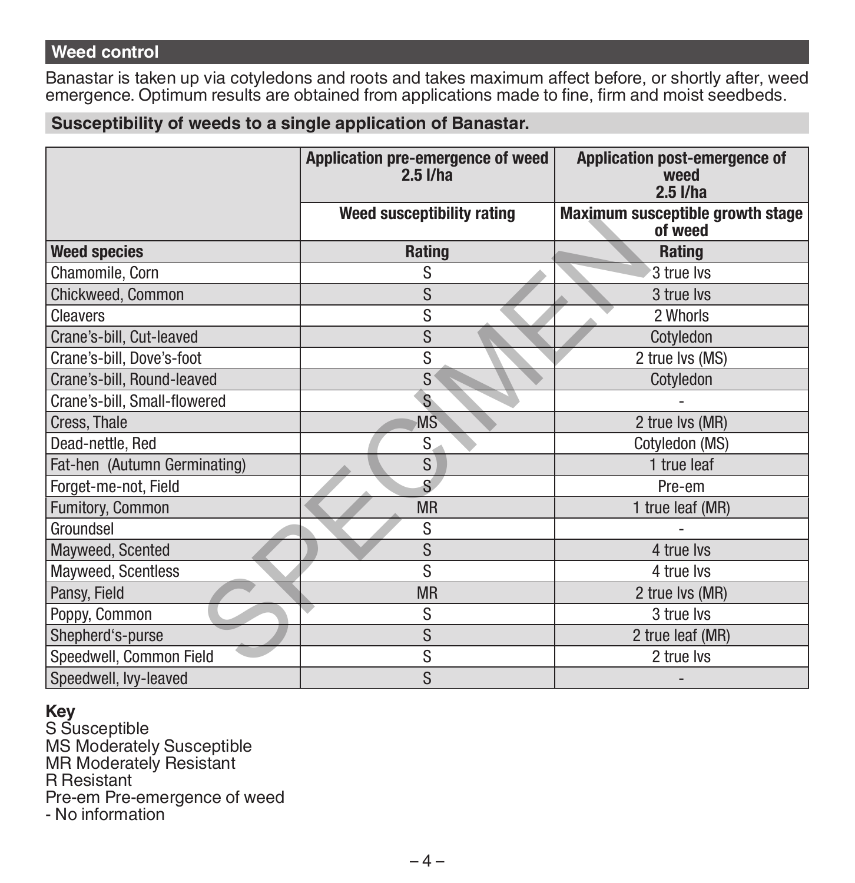## Weed control

Banastar is taken up via cotyledons and roots and takes maximum affect before, or shortly after, weed emergence. Optimum results are obtained from applications made to fine, firm and moist seedbeds.

### Susceptibility of weeds to a single application of Banastar.

| | Application pre-emergence of weed 2.5 l/ha | Application post-emergence of weed 2.5 l/ha |
|---|---|---|
| | Weed susceptibility rating | Maximum susceptible growth stage of weed |
| **Weed species** | **Rating** | **Rating** |
| Chamomile, Corn | S | 3 true lvs |
| Chickweed, Common | S | 3 true lvs |
| Cleavers | S | 2 Whorls |
| Crane's-bill, Cut-leaved | S | Cotyledon |
| Crane's-bill, Dove's-foot | S | 2 true lvs (MS) |
| Crane's-bill, Round-leaved | S | Cotyledon |
| Crane's-bill, Small-flowered | S | - |
| Cress, Thale | MS | 2 true lvs (MR) |
| Dead-nettle, Red | S | Cotyledon (MS) |
| Fat-hen (Autumn Germinating) | S | 1 true leaf |
| Forget-me-not, Field | S | Pre-em |
| Fumitory, Common | MR | 1 true leaf (MR) |
| Groundsel | S | - |
| Mayweed, Scented | S | 4 true lvs |
| Mayweed, Scentless | S | 4 true lvs |
| Pansy, Field | MR | 2 true lvs (MR) |
| Poppy, Common | S | 3 true lvs |
| Shepherd's-purse | S | 2 true leaf (MR) |
| Speedwell, Common Field | S | 2 true lvs |
| Speedwell, Ivy-leaved | S | - |

**Key**
S Susceptible
MS Moderately Susceptible
MR Moderately Resistant
R Resistant
Pre-em Pre-emergence of weed
- No information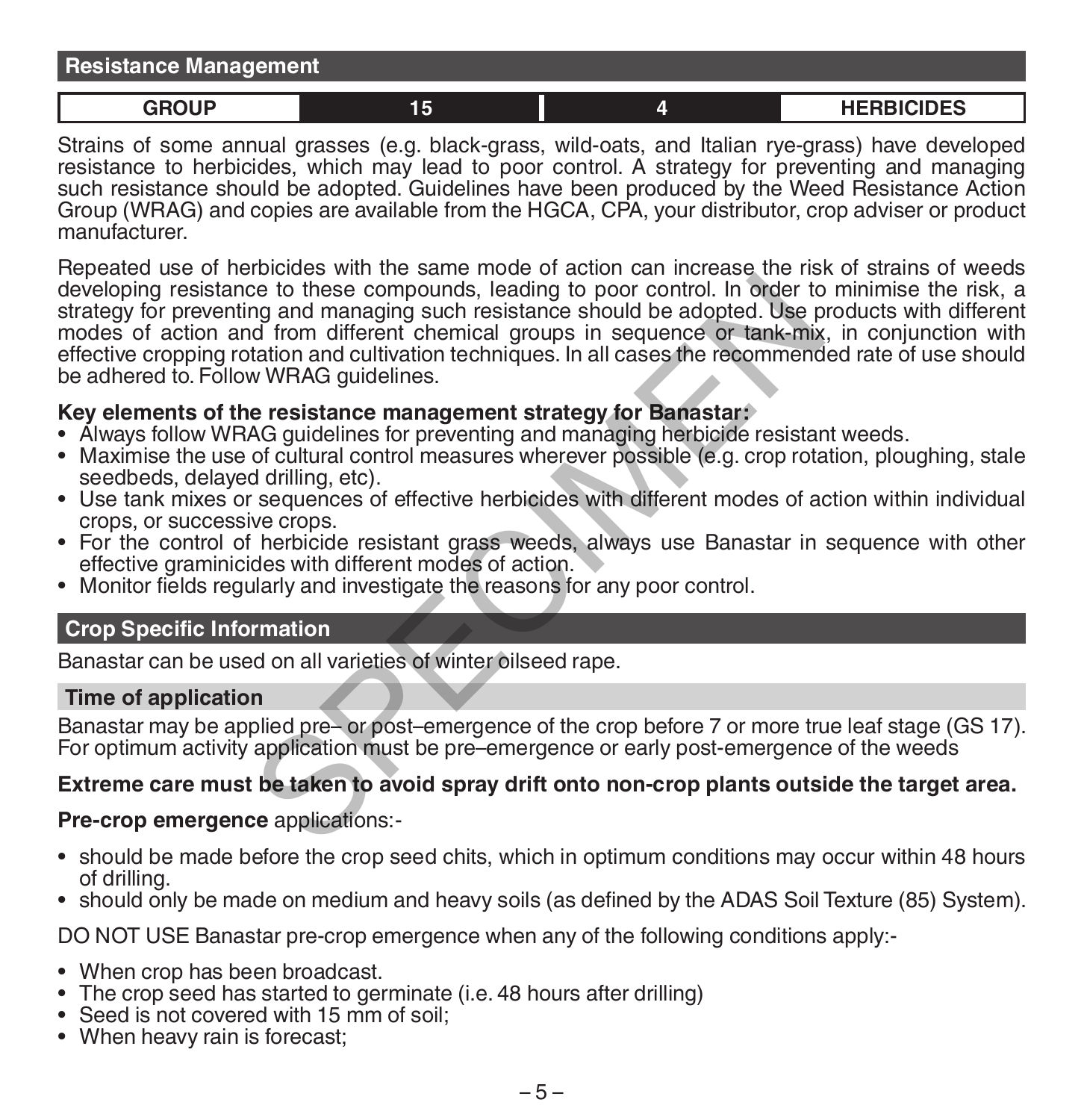## Resistance Management

| GROUP | 15 | 4 | HERBICIDES |
|---|---|---|---|

Strains of some annual grasses (e.g. black-grass, wild-oats, and Italian rye-grass) have developed resistance to herbicides, which may lead to poor control. A strategy for preventing and managing such resistance should be adopted. Guidelines have been produced by the Weed Resistance Action Group (WRAG) and copies are available from the HGCA, CPA, your distributor, crop adviser or product manufacturer.

Repeated use of herbicides with the same mode of action can increase the risk of strains of weeds developing resistance to these compounds, leading to poor control. In order to minimise the risk, a strategy for preventing and managing such resistance should be adopted. Use products with different modes of action and from different chemical groups in sequence or tank-mix, in conjunction with effective cropping rotation and cultivation techniques. In all cases the recommended rate of use should be adhered to. Follow WRAG guidelines.

**Key elements of the resistance management strategy for Banastar:**

- Always follow WRAG guidelines for preventing and managing herbicide resistant weeds.
- Maximise the use of cultural control measures wherever possible (e.g. crop rotation, ploughing, stale seedbeds, delayed drilling, etc).
- Use tank mixes or sequences of effective herbicides with different modes of action within individual crops, or successive crops.
- For the control of herbicide resistant grass weeds, always use Banastar in sequence with other effective graminicides with different modes of action.
- Monitor fields regularly and investigate the reasons for any poor control.

## Crop Specific Information

Banastar can be used on all varieties of winter oilseed rape.

### Time of application

Banastar may be applied pre– or post–emergence of the crop before 7 or more true leaf stage (GS 17). For optimum activity application must be pre–emergence or early post-emergence of the weeds

**Extreme care must be taken to avoid spray drift onto non-crop plants outside the target area.**

**Pre-crop emergence** applications:-

- should be made before the crop seed chits, which in optimum conditions may occur within 48 hours of drilling.
- should only be made on medium and heavy soils (as defined by the ADAS Soil Texture (85) System).

DO NOT USE Banastar pre-crop emergence when any of the following conditions apply:-

- When crop has been broadcast.
- The crop seed has started to germinate (i.e. 48 hours after drilling)
- Seed is not covered with 15 mm of soil;
- When heavy rain is forecast;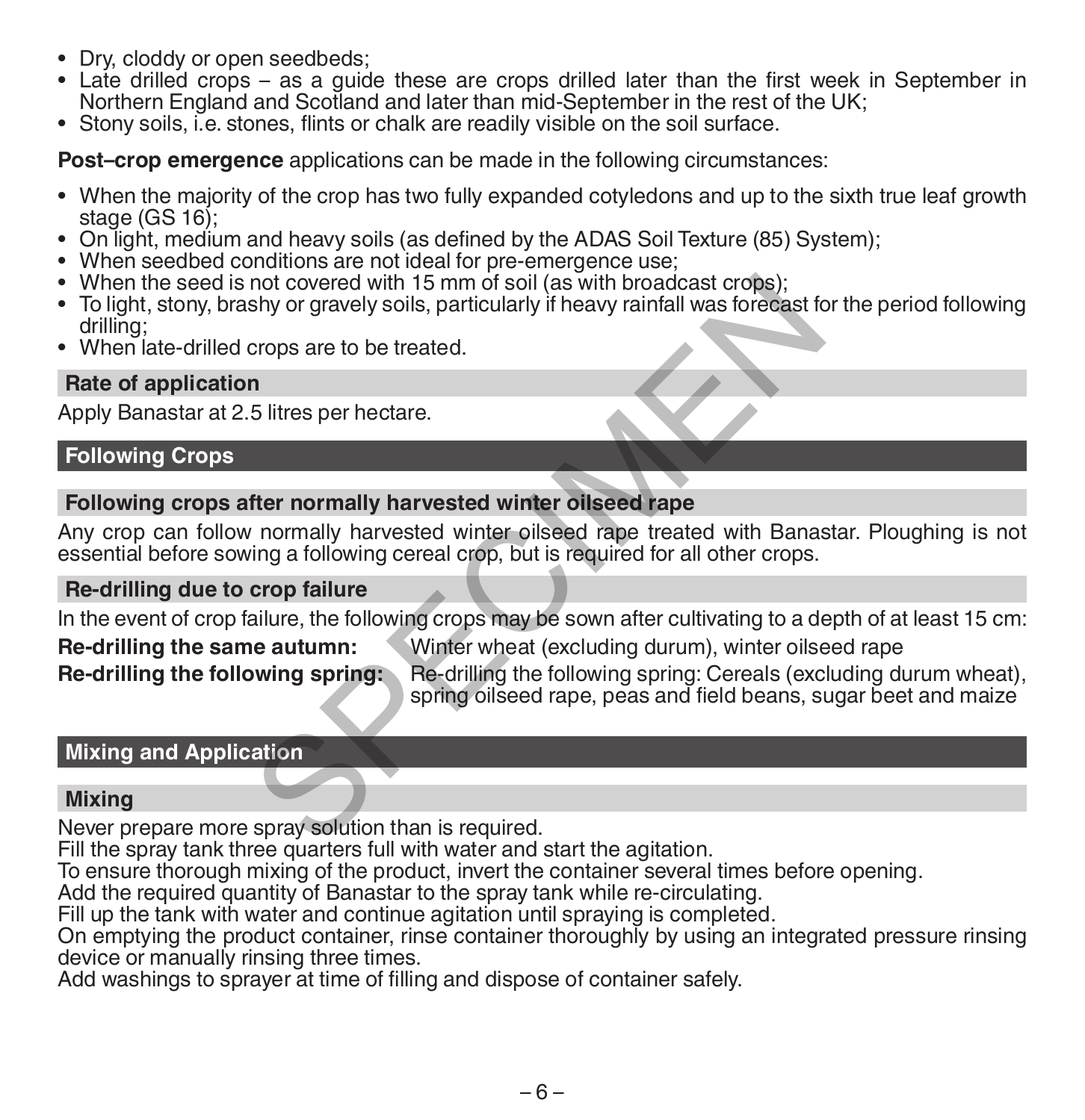- Dry, cloddy or open seedbeds;
- Late drilled crops – as a guide these are crops drilled later than the first week in September in Northern England and Scotland and later than mid-September in the rest of the UK;
- Stony soils, i.e. stones, flints or chalk are readily visible on the soil surface.

**Post–crop emergence** applications can be made in the following circumstances:

- When the majority of the crop has two fully expanded cotyledons and up to the sixth true leaf growth stage (GS 16);
- On light, medium and heavy soils (as defined by the ADAS Soil Texture (85) System);
- When seedbed conditions are not ideal for pre-emergence use;
- When the seed is not covered with 15 mm of soil (as with broadcast crops);
- To light, stony, brashy or gravely soils, particularly if heavy rainfall was forecast for the period following drilling;
- When late-drilled crops are to be treated.

### Rate of application

Apply Banastar at 2.5 litres per hectare.

## Following Crops

### Following crops after normally harvested winter oilseed rape

Any crop can follow normally harvested winter oilseed rape treated with Banastar. Ploughing is not essential before sowing a following cereal crop, but is required for all other crops.

### Re-drilling due to crop failure

In the event of crop failure, the following crops may be sown after cultivating to a depth of at least 15 cm:

**Re-drilling the same autumn:** Winter wheat (excluding durum), winter oilseed rape

**Re-drilling the following spring:** Re-drilling the following spring: Cereals (excluding durum wheat), spring oilseed rape, peas and field beans, sugar beet and maize

## Mixing and Application

### Mixing

Never prepare more spray solution than is required.
Fill the spray tank three quarters full with water and start the agitation.
To ensure thorough mixing of the product, invert the container several times before opening.
Add the required quantity of Banastar to the spray tank while re-circulating.
Fill up the tank with water and continue agitation until spraying is completed.
On emptying the product container, rinse container thoroughly by using an integrated pressure rinsing device or manually rinsing three times.
Add washings to sprayer at time of filling and dispose of container safely.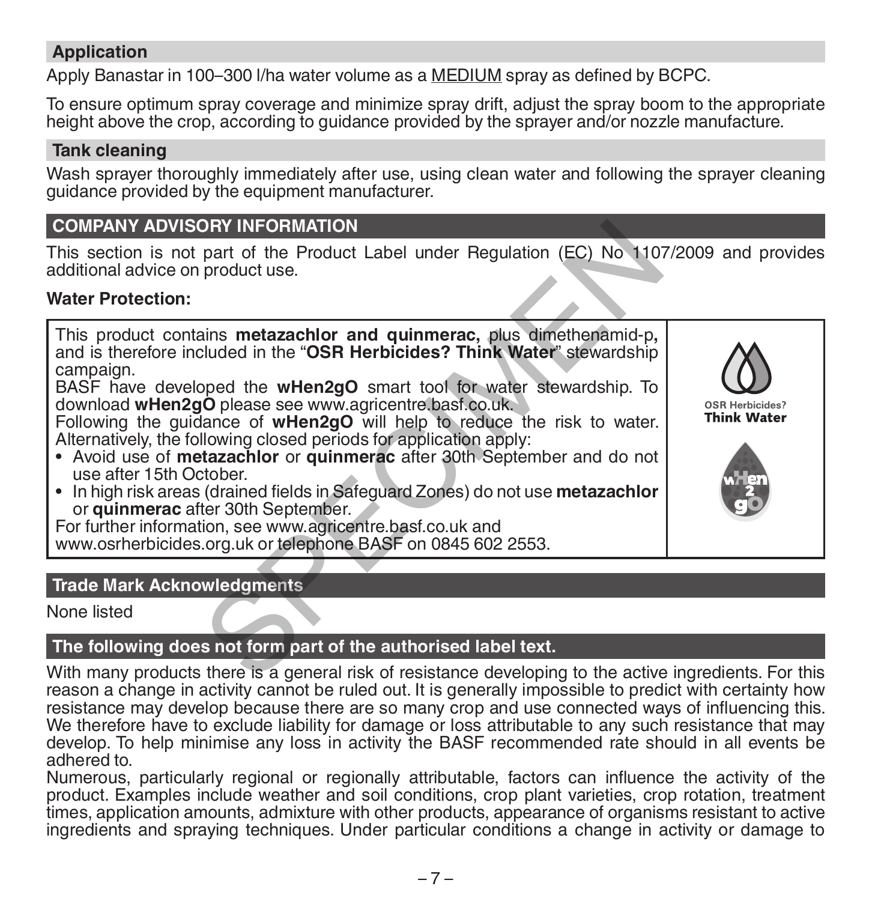## Application

Apply Banastar in 100–300 l/ha water volume as a MEDIUM spray as defined by BCPC.

To ensure optimum spray coverage and minimize spray drift, adjust the spray boom to the appropriate height above the crop, according to guidance provided by the sprayer and/or nozzle manufacture.

## Tank cleaning

Wash sprayer thoroughly immediately after use, using clean water and following the sprayer cleaning guidance provided by the equipment manufacturer.

## COMPANY ADVISORY INFORMATION

This section is not part of the Product Label under Regulation (EC) No 1107/2009 and provides additional advice on product use.

**Water Protection:**

This product contains **metazachlor and quinmerac,** plus dimethenamid-p**,** and is therefore included in the "**OSR Herbicides? Think Water**" stewardship campaign.

BASF have developed the **wHen2gO** smart tool for water stewardship. To download **wHen2gO** please see www.agricentre.basf.co.uk.

Following the guidance of **wHen2gO** will help to reduce the risk to water. Alternatively, the following closed periods for application apply:

- Avoid use of **metazachlor** or **quinmerac** after 30th September and do not use after 15th October.
- In high risk areas (drained fields in Safeguard Zones) do not use **metazachlor** or **quinmerac** after 30th September.

For further information, see www.agricentre.basf.co.uk and www.osrherbicides.org.uk or telephone BASF on 0845 602 2553.

OSR Herbicides? **Think Water**

## Trade Mark Acknowledgments

None listed

## The following does not form part of the authorised label text.

With many products there is a general risk of resistance developing to the active ingredients. For this reason a change in activity cannot be ruled out. It is generally impossible to predict with certainty how resistance may develop because there are so many crop and use connected ways of influencing this. We therefore have to exclude liability for damage or loss attributable to any such resistance that may develop. To help minimise any loss in activity the BASF recommended rate should in all events be adhered to.

Numerous, particularly regional or regionally attributable, factors can influence the activity of the product. Examples include weather and soil conditions, crop plant varieties, crop rotation, treatment times, application amounts, admixture with other products, appearance of organisms resistant to active ingredients and spraying techniques. Under particular conditions a change in activity or damage to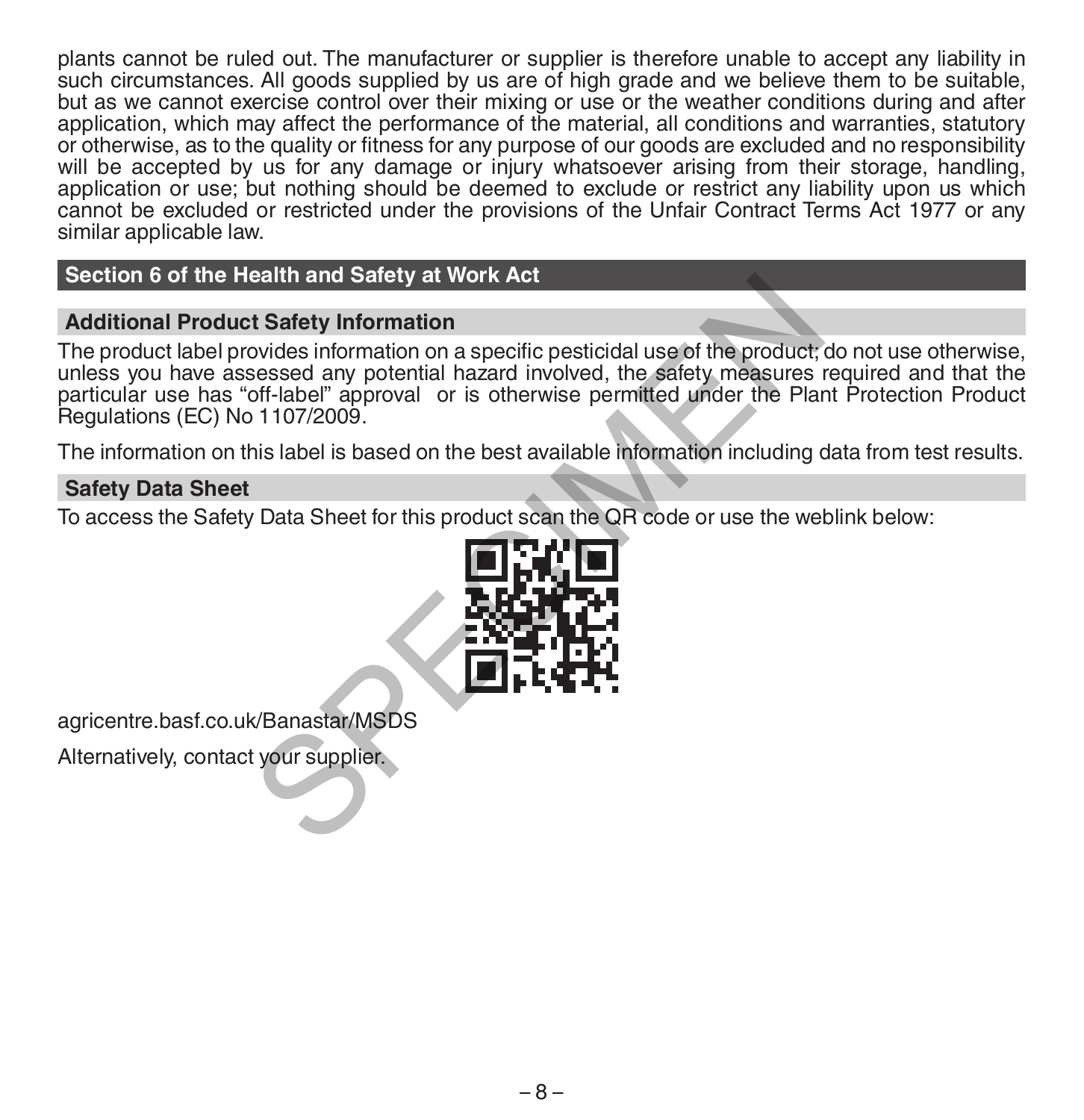plants cannot be ruled out. The manufacturer or supplier is therefore unable to accept any liability in such circumstances. All goods supplied by us are of high grade and we believe them to be suitable, but as we cannot exercise control over their mixing or use or the weather conditions during and after application, which may affect the performance of the material, all conditions and warranties, statutory or otherwise, as to the quality or fitness for any purpose of our goods are excluded and no responsibility will be accepted by us for any damage or injury whatsoever arising from their storage, handling, application or use; but nothing should be deemed to exclude or restrict any liability upon us which cannot be excluded or restricted under the provisions of the Unfair Contract Terms Act 1977 or any similar applicable law.

## Section 6 of the Health and Safety at Work Act

### Additional Product Safety Information

The product label provides information on a specific pesticidal use of the product; do not use otherwise, unless you have assessed any potential hazard involved, the safety measures required and that the particular use has "off-label" approval or is otherwise permitted under the Plant Protection Product Regulations (EC) No 1107/2009.

The information on this label is based on the best available information including data from test results.

### Safety Data Sheet

To access the Safety Data Sheet for this product scan the QR code or use the weblink below:

agricentre.basf.co.uk/Banastar/MSDS

Alternatively, contact your supplier.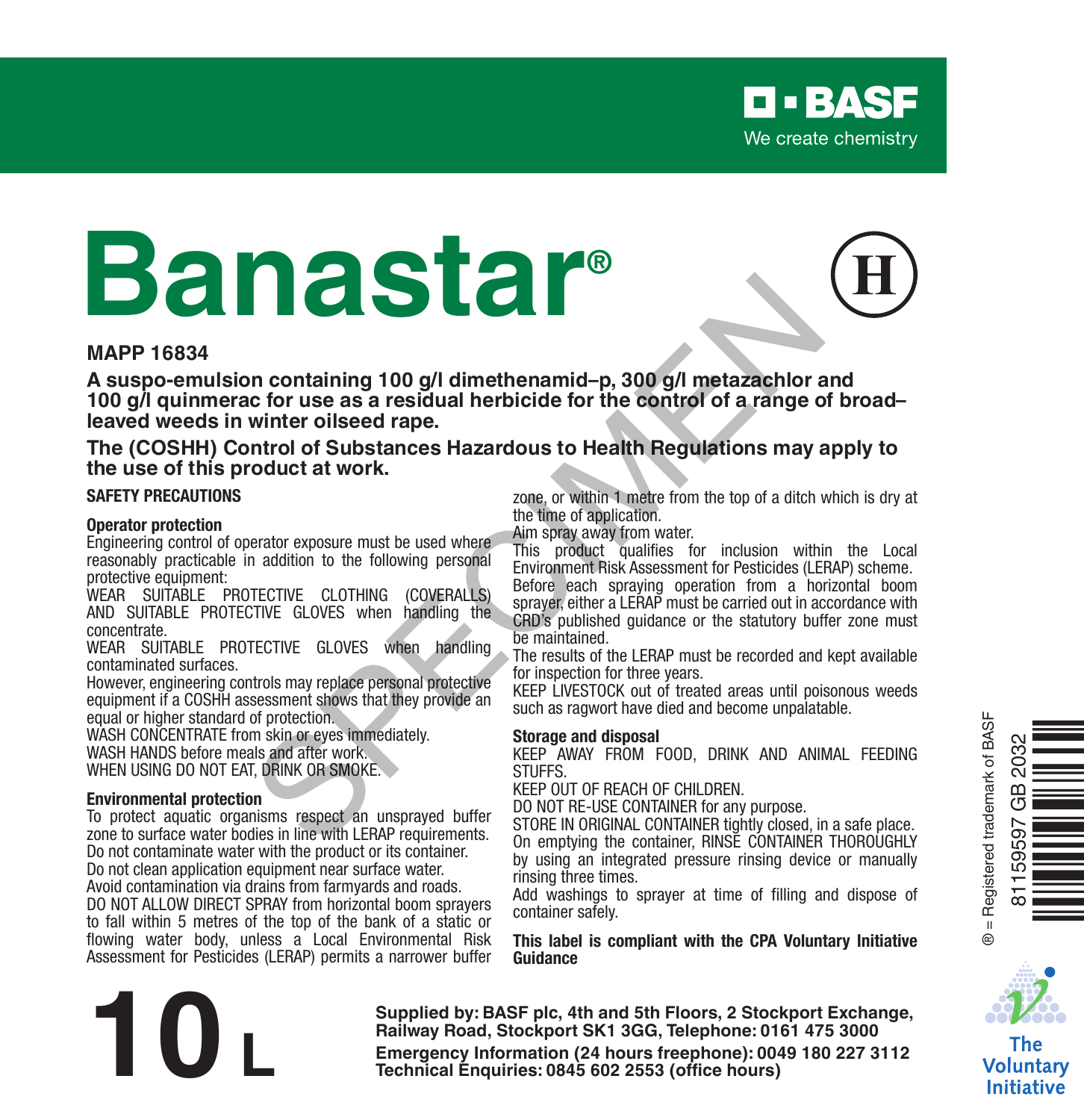BASF
We create chemistry

# Banastar®

(H)

**MAPP 16834**

**A suspo-emulsion containing 100 g/l dimethenamid–p, 300 g/l metazachlor and 100 g/l quinmerac for use as a residual herbicide for the control of a range of broad–leaved weeds in winter oilseed rape.**

**The (COSHH) Control of Substances Hazardous to Health Regulations may apply to the use of this product at work.**

**SAFETY PRECAUTIONS**

**Operator protection**

Engineering control of operator exposure must be used where reasonably practicable in addition to the following personal protective equipment:

WEAR SUITABLE PROTECTIVE CLOTHING (COVERALLS) AND SUITABLE PROTECTIVE GLOVES when handling the concentrate.

WEAR SUITABLE PROTECTIVE GLOVES when handling contaminated surfaces.

However, engineering controls may replace personal protective equipment if a COSHH assessment shows that they provide an equal or higher standard of protection.

WASH CONCENTRATE from skin or eyes immediately.

WASH HANDS before meals and after work.

WHEN USING DO NOT EAT, DRINK OR SMOKE.

**Environmental protection**

To protect aquatic organisms respect an unsprayed buffer zone to surface water bodies in line with LERAP requirements.

Do not contaminate water with the product or its container.

Do not clean application equipment near surface water.

Avoid contamination via drains from farmyards and roads.

DO NOT ALLOW DIRECT SPRAY from horizontal boom sprayers to fall within 5 metres of the top of the bank of a static or flowing water body, unless a Local Environmental Risk Assessment for Pesticides (LERAP) permits a narrower buffer zone, or within 1 metre from the top of a ditch which is dry at the time of application.

Aim spray away from water.

This product qualifies for inclusion within the Local Environment Risk Assessment for Pesticides (LERAP) scheme.

Before each spraying operation from a horizontal boom sprayer, either a LERAP must be carried out in accordance with CRD's published guidance or the statutory buffer zone must be maintained.

The results of the LERAP must be recorded and kept available for inspection for three years.

KEEP LIVESTOCK out of treated areas until poisonous weeds such as ragwort have died and become unpalatable.

**Storage and disposal**

KEEP AWAY FROM FOOD, DRINK AND ANIMAL FEEDING STUFFS.

KEEP OUT OF REACH OF CHILDREN.

DO NOT RE-USE CONTAINER for any purpose.

STORE IN ORIGINAL CONTAINER tightly closed, in a safe place.

On emptying the container, RINSE CONTAINER THOROUGHLY by using an integrated pressure rinsing device or manually rinsing three times.

Add washings to sprayer at time of filling and dispose of container safely.

**This label is compliant with the CPA Voluntary Initiative Guidance**

**10 L**

**Supplied by: BASF plc, 4th and 5th Floors, 2 Stockport Exchange, Railway Road, Stockport SK1 3GG, Telephone: 0161 475 3000**

**Emergency Information (24 hours freephone): 0049 180 227 3112**

**Technical Enquiries: 0845 602 2553 (office hours)**

® = Registered trademark of BASF

81159597 GB 2032

The Voluntary Initiative